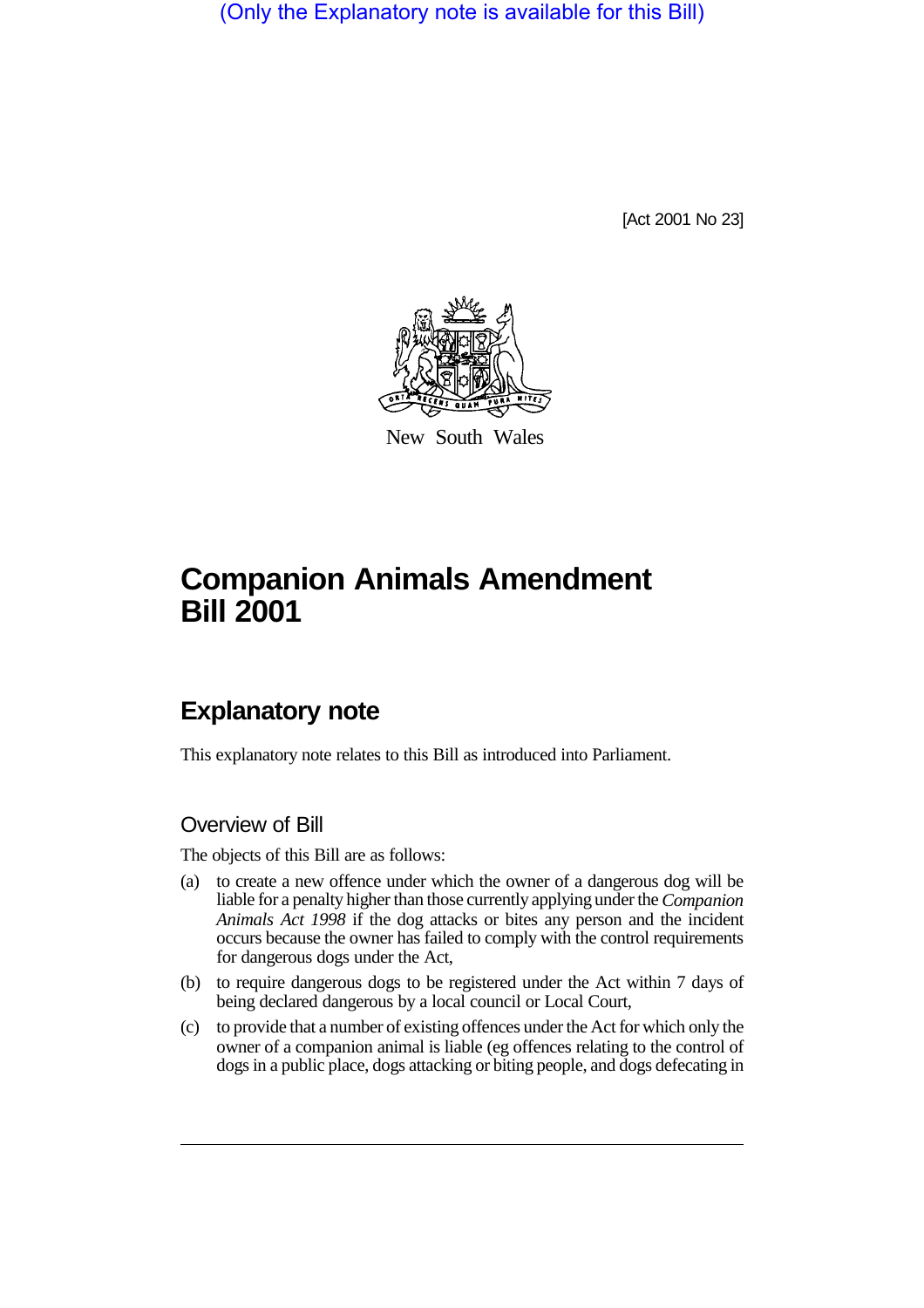(Only the Explanatory note is available for this Bill)

[Act 2001 No 23]

New South Wales

# Companion Animals Amendment Bill 2001

## Explanatory note

This explanatory note relates to this Bill as introduced into Parliament.

### Overview of Bill

The objects of this Bill are as follows:

(a) to create a new offence under which the owner of a dangerous dog will be liable for a penalty higher than those currently applying under the *Companion Animals Act 1998* if the dog attacks or bites any person and the incident occurs because the owner has failed to comply with the control requirements for dangerous dogs under the Act,

(b) to require dangerous dogs to be registered under the Act within 7 days of being declared dangerous by a local council or Local Court,

(c) to provide that a number of existing offences under the Act for which only the owner of a companion animal is liable (eg offences relating to the control of dogs in a public place, dogs attacking or biting people, and dogs defecating in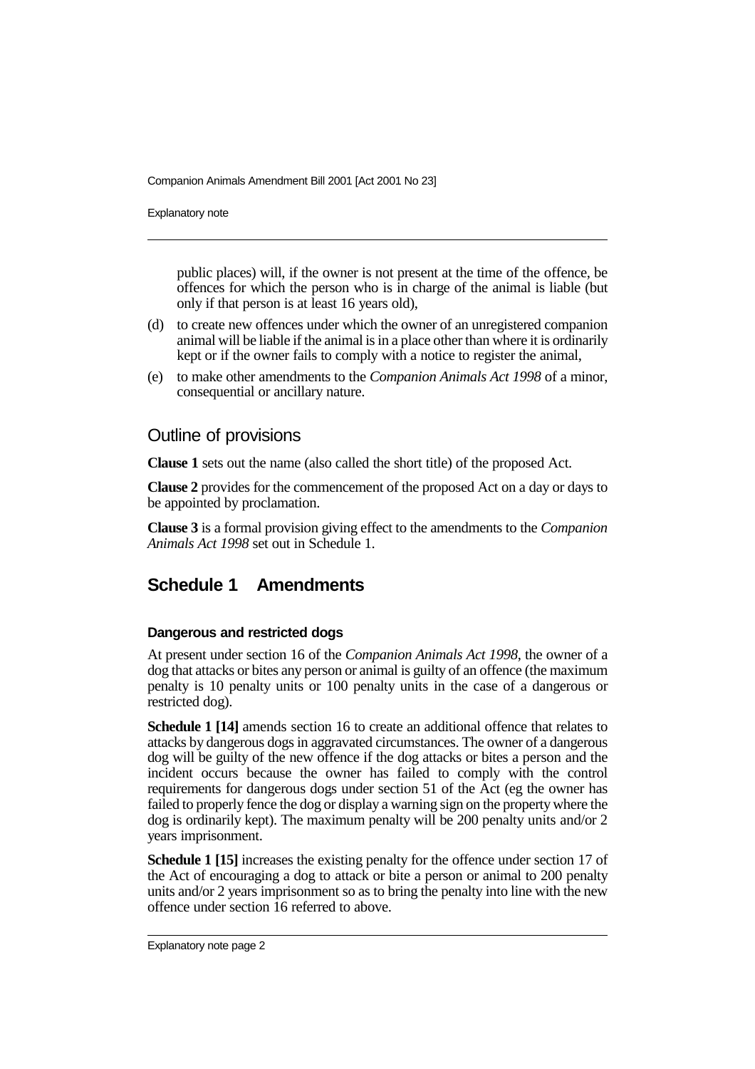public places) will, if the owner is not present at the time of the offence, be offences for which the person who is in charge of the animal is liable (but only if that person is at least 16 years old),

(d) to create new offences under which the owner of an unregistered companion animal will be liable if the animal is in a place other than where it is ordinarily kept or if the owner fails to comply with a notice to register the animal,

(e) to make other amendments to the *Companion Animals Act 1998* of a minor, consequential or ancillary nature.

## Outline of provisions

**Clause 1** sets out the name (also called the short title) of the proposed Act.

**Clause 2** provides for the commencement of the proposed Act on a day or days to be appointed by proclamation.

**Clause 3** is a formal provision giving effect to the amendments to the *Companion Animals Act 1998* set out in Schedule 1.

## Schedule 1 Amendments

### Dangerous and restricted dogs

At present under section 16 of the *Companion Animals Act 1998*, the owner of a dog that attacks or bites any person or animal is guilty of an offence (the maximum penalty is 10 penalty units or 100 penalty units in the case of a dangerous or restricted dog).

**Schedule 1 [14]** amends section 16 to create an additional offence that relates to attacks by dangerous dogs in aggravated circumstances. The owner of a dangerous dog will be guilty of the new offence if the dog attacks or bites a person and the incident occurs because the owner has failed to comply with the control requirements for dangerous dogs under section 51 of the Act (eg the owner has failed to properly fence the dog or display a warning sign on the property where the dog is ordinarily kept). The maximum penalty will be 200 penalty units and/or 2 years imprisonment.

**Schedule 1 [15]** increases the existing penalty for the offence under section 17 of the Act of encouraging a dog to attack or bite a person or animal to 200 penalty units and/or 2 years imprisonment so as to bring the penalty into line with the new offence under section 16 referred to above.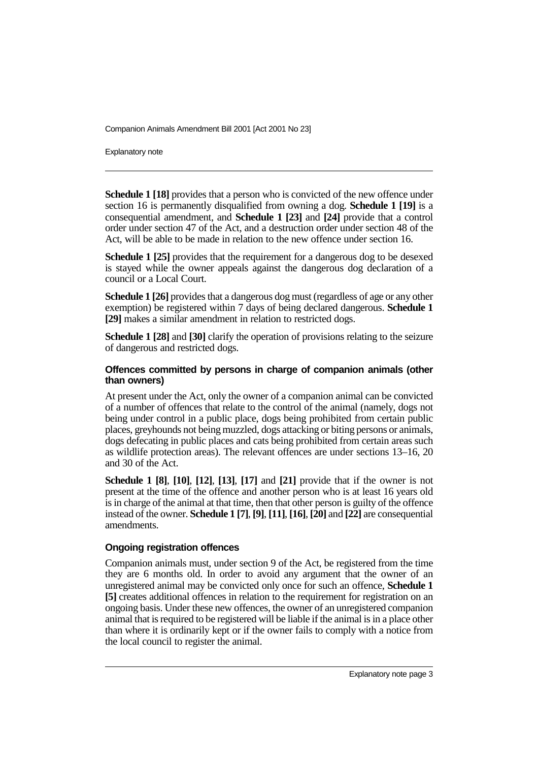**Schedule 1 [18]** provides that a person who is convicted of the new offence under section 16 is permanently disqualified from owning a dog. **Schedule 1 [19]** is a consequential amendment, and **Schedule 1 [23]** and **[24]** provide that a control order under section 47 of the Act, and a destruction order under section 48 of the Act, will be able to be made in relation to the new offence under section 16.

**Schedule 1 [25]** provides that the requirement for a dangerous dog to be desexed is stayed while the owner appeals against the dangerous dog declaration of a council or a Local Court.

**Schedule 1 [26]** provides that a dangerous dog must (regardless of age or any other exemption) be registered within 7 days of being declared dangerous. **Schedule 1 [29]** makes a similar amendment in relation to restricted dogs.

**Schedule 1 [28]** and **[30]** clarify the operation of provisions relating to the seizure of dangerous and restricted dogs.

### Offences committed by persons in charge of companion animals (other than owners)

At present under the Act, only the owner of a companion animal can be convicted of a number of offences that relate to the control of the animal (namely, dogs not being under control in a public place, dogs being prohibited from certain public places, greyhounds not being muzzled, dogs attacking or biting persons or animals, dogs defecating in public places and cats being prohibited from certain areas such as wildlife protection areas). The relevant offences are under sections 13–16, 20 and 30 of the Act.

**Schedule 1 [8]**, **[10]**, **[12]**, **[13]**, **[17]** and **[21]** provide that if the owner is not present at the time of the offence and another person who is at least 16 years old is in charge of the animal at that time, then that other person is guilty of the offence instead of the owner. **Schedule 1 [7]**, **[9]**, **[11]**, **[16]**, **[20]** and **[22]** are consequential amendments.

### Ongoing registration offences

Companion animals must, under section 9 of the Act, be registered from the time they are 6 months old. In order to avoid any argument that the owner of an unregistered animal may be convicted only once for such an offence, **Schedule 1 [5]** creates additional offences in relation to the requirement for registration on an ongoing basis. Under these new offences, the owner of an unregistered companion animal that is required to be registered will be liable if the animal is in a place other than where it is ordinarily kept or if the owner fails to comply with a notice from the local council to register the animal.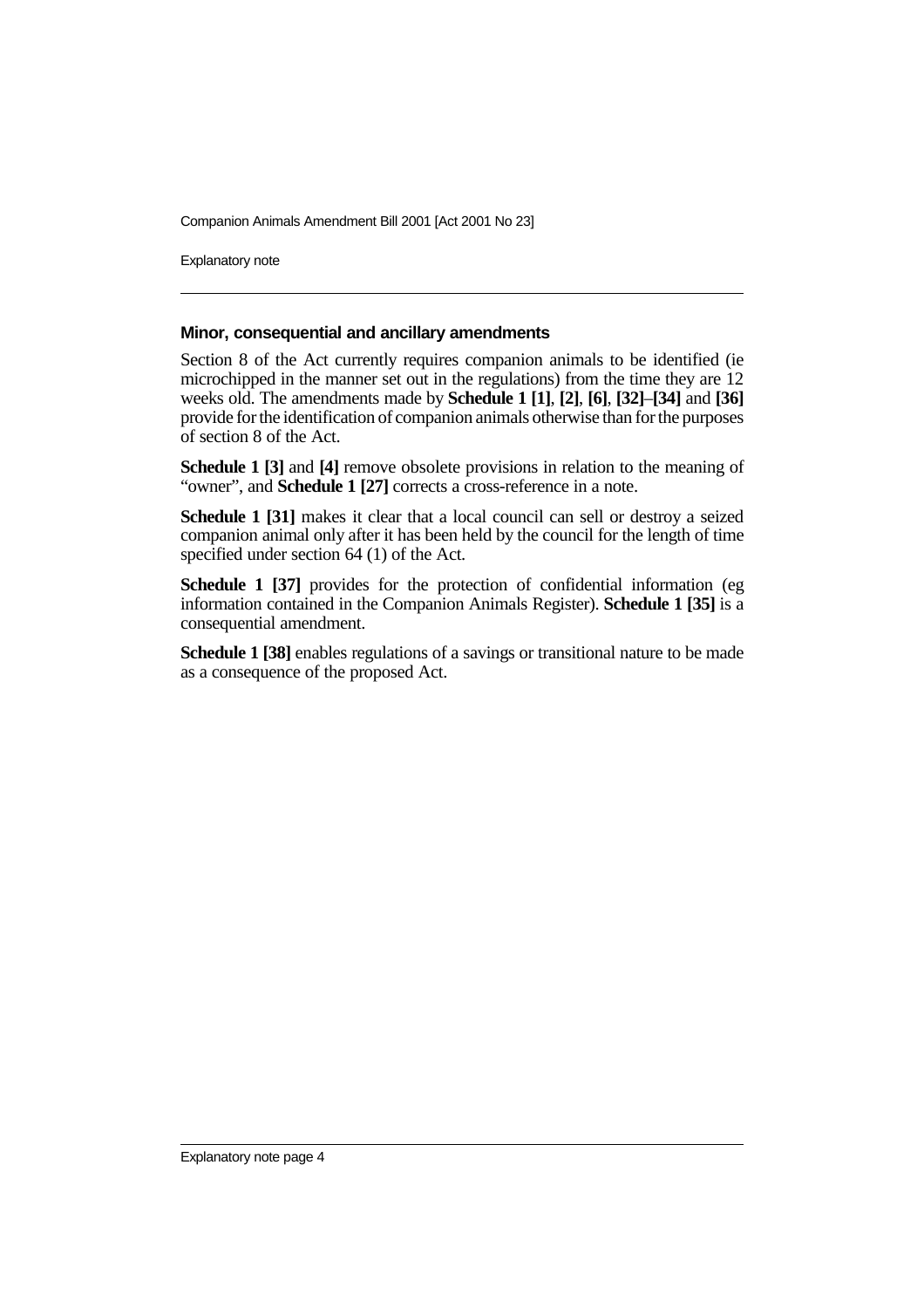### Minor, consequential and ancillary amendments

Section 8 of the Act currently requires companion animals to be identified (ie microchipped in the manner set out in the regulations) from the time they are 12 weeks old. The amendments made by **Schedule 1 [1]**, **[2]**, **[6]**, **[32]**–**[34]** and **[36]** provide for the identification of companion animals otherwise than for the purposes of section 8 of the Act.

**Schedule 1 [3]** and **[4]** remove obsolete provisions in relation to the meaning of "owner", and **Schedule 1 [27]** corrects a cross-reference in a note.

**Schedule 1 [31]** makes it clear that a local council can sell or destroy a seized companion animal only after it has been held by the council for the length of time specified under section 64 (1) of the Act.

**Schedule 1 [37]** provides for the protection of confidential information (eg information contained in the Companion Animals Register). **Schedule 1 [35]** is a consequential amendment.

**Schedule 1 [38]** enables regulations of a savings or transitional nature to be made as a consequence of the proposed Act.